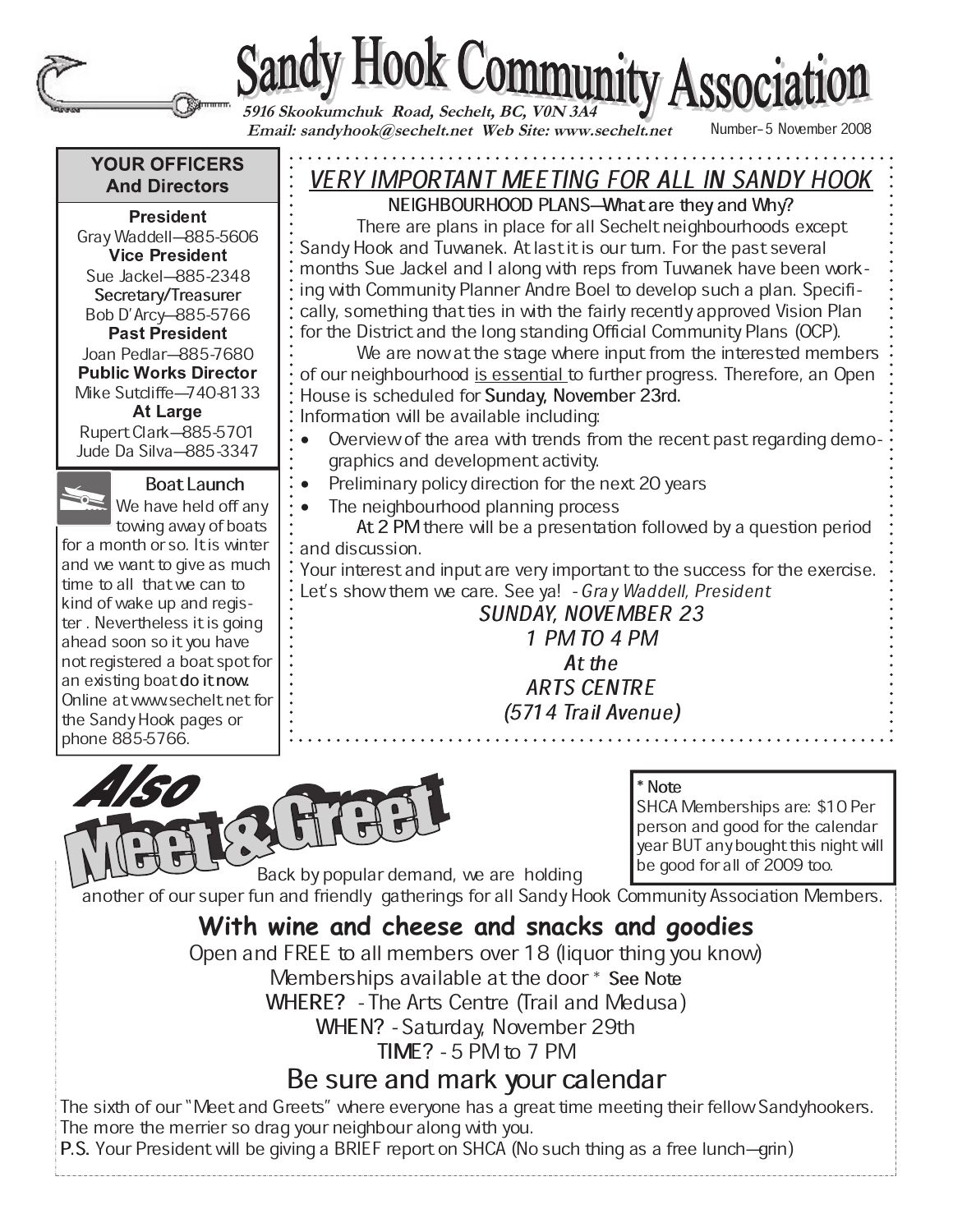# Sandy Hook Community Association

**5916 Skookumchuk Road, Sechelt, BC, V0N 3A4**
**Email: sandyhook@sechelt.net Web Site: www.sechelt.net**

Number– 5 November 2008

## YOUR OFFICERS And Directors

**President**
Gray Waddell—885-5606

**Vice President**
Sue Jackel—885-2348

**Secretary/Treasurer**
Bob D'Arcy—885-5766

**Past President**
Joan Pedlar—885-7680

**Public Works Director**
Mike Sutcliffe—740-8133

**At Large**
Rupert Clark—885-5701
Jude Da Silva—885-3347

### Boat Launch

We have held off any towing away of boats for a month or so. It is winter and we want to give as much time to all that we can to kind of wake up and register . Nevertheless it is going ahead soon so it you have not registered a boat spot for an existing boat **do it now.** Online at www.sechelt.net for the Sandy Hook pages or phone 885-5766.

## *VERY IMPORTANT MEETING FOR ALL IN SANDY HOOK*

**NEIGHBOURHOOD PLANS—What are they and Why?**

There are plans in place for all Sechelt neighbourhoods except Sandy Hook and Tuwanek. At last it is our turn. For the past several months Sue Jackel and I along with reps from Tuwanek have been working with Community Planner Andre Boel to develop such a plan. Specifically, something that ties in with the fairly recently approved Vision Plan for the District and the long standing Official Community Plans (OCP).

We are now at the stage where input from the interested members of our neighbourhood is essential to further progress. Therefore, an Open House is scheduled for **Sunday, November 23rd.**

Information will be available including:

- Overview of the area with trends from the recent past regarding demographics and development activity.
- Preliminary policy direction for the next 20 years
- The neighbourhood planning process

**At 2 PM** there will be a presentation followed by a question period and discussion.

Your interest and input are very important to the success for the exercise. Let's show them we care. See ya! - *Gray Waddell, President*

***SUNDAY, NOVEMBER 23***
***1 PM TO 4 PM***
***At the***
***ARTS CENTRE***
***(5714 Trail Avenue)***

## *Also* Meet & Greet

**\* Note**
SHCA Memberships are: $10 Per person and good for the calendar year BUT any bought this night will be good for all of 2009 too.

Back by popular demand, we are holding another of our super fun and friendly gatherings for all Sandy Hook Community Association Members.

### With wine and cheese and snacks and goodies

Open and FREE to all members over 18 (liquor thing you know)

Memberships available at the door \* **See Note**

**WHERE?** - The Arts Centre (Trail and Medusa)

**WHEN?** - Saturday, November 29th

**TIME?** - 5 PM to 7 PM

### Be sure and mark your calendar

The sixth of our "Meet and Greets" where everyone has a great time meeting their fellow Sandyhookers. The more the merrier so drag your neighbour along with you.

**P.S.** Your President will be giving a BRIEF report on SHCA (No such thing as a free lunch—grin)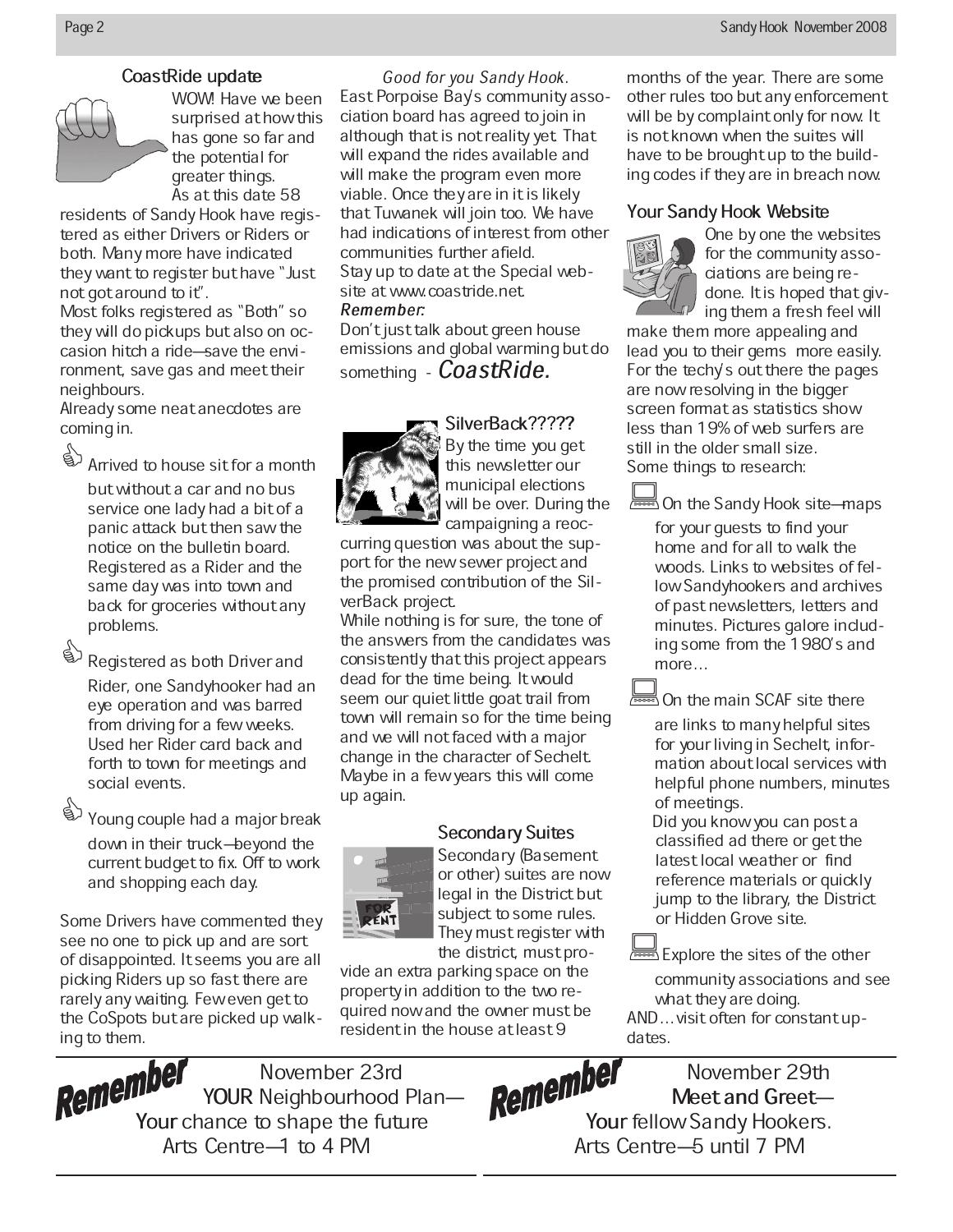## CoastRide update

WOW! Have we been surprised at how this has gone so far and the potential for greater things.

As at this date 58 residents of Sandy Hook have registered as either Drivers or Riders or both. Many more have indicated they want to register but have "Just not got around to it".

Most folks registered as "Both" so they will do pickups but also on occasion hitch a ride—save the environment, save gas and meet their neighbours.

Already some neat anecdotes are coming in.

- Arrived to house sit for a month but without a car and no bus service one lady had a bit of a panic attack but then saw the notice on the bulletin board. Registered as a Rider and the same day was into town and back for groceries without any problems.
- Registered as both Driver and Rider, one Sandyhooker had an eye operation and was barred from driving for a few weeks. Used her Rider card back and forth to town for meetings and social events.
- Young couple had a major break down in their truck—beyond the current budget to fix. Off to work and shopping each day.

Some Drivers have commented they see no one to pick up and are sort of disappointed. It seems you are all picking Riders up so fast there are rarely any waiting. Few even get to the CoSpots but are picked up walking to them.

*Good for you Sandy Hook.*

East Porpoise Bay's community association board has agreed to join in although that is not reality yet. That will expand the rides available and will make the program even more viable. Once they are in it is likely that Tuwanek will join too. We have had indications of interest from other communities further afield.

Stay up to date at the Special website at www.coastride.net.

***Remember:***

Don't just talk about green house emissions and global warming but do something - ***CoastRide.***

## SilverBack?????

By the time you get this newsletter our municipal elections will be over. During the campaigning a reoccurring question was about the support for the new sewer project and the promised contribution of the SilverBack project.

While nothing is for sure, the tone of the answers from the candidates was consistently that this project appears dead for the time being. It would seem our quiet little goat trail from town will remain so for the time being and we will not faced with a major change in the character of Sechelt. Maybe in a few years this will come up again.

## Secondary Suites

Secondary (Basement or other) suites are now legal in the District but subject to some rules. They must register with the district, must provide an extra parking space on the property in addition to the two required now and the owner must be resident in the house at least 9 months of the year. There are some other rules too but any enforcement will be by complaint only for now. It is not known when the suites will have to be brought up to the building codes if they are in breach now.

## Your Sandy Hook Website

One by one the websites for the community associations are being redone. It is hoped that giving them a fresh feel will make them more appealing and lead you to their gems more easily. For the techy's out there the pages are now resolving in the bigger screen format as statistics show less than 19% of web surfers are still in the older small size.

Some things to research:

- On the Sandy Hook site—maps for your guests to find your home and for all to walk the woods. Links to websites of fellow Sandyhookers and archives of past newsletters, letters and minutes. Pictures galore including some from the 1980's and more…
- On the main SCAF site there are links to many helpful sites for your living in Sechelt, information about local services with helpful phone numbers, minutes of meetings.

  Did you know you can post a classified ad there or get the latest local weather or find reference materials or quickly jump to the library, the District or Hidden Grove site.
- Explore the sites of the other community associations and see what they are doing.

AND…visit often for constant updates.

---

**Remember** November 23rd
**YOUR** Neighbourhood Plan—
**Your** chance to shape the future
Arts Centre—1 to 4 PM

**Remember** November 29th
**Meet and Greet**—
**Your** fellow Sandy Hookers.
Arts Centre—5 until 7 PM